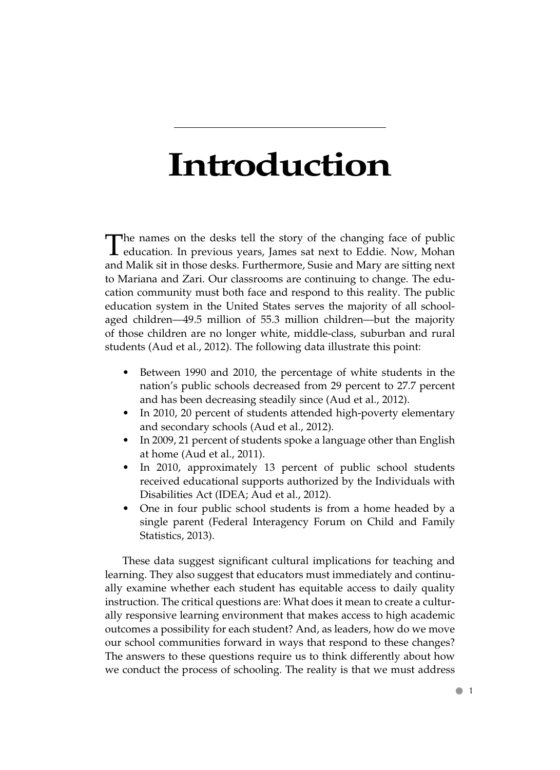# Introduction

The names on the desks tell the story of the changing face of public education. In previous years, James sat next to Eddie. Now, Mohan and Malik sit in those desks. Furthermore, Susie and Mary are sitting next to Mariana and Zari. Our classrooms are continuing to change. The education community must both face and respond to this reality. The public education system in the United States serves the majority of all school-aged children—49.5 million of 55.3 million children—but the majority of those children are no longer white, middle-class, suburban and rural students (Aud et al., 2012). The following data illustrate this point:

- Between 1990 and 2010, the percentage of white students in the nation's public schools decreased from 29 percent to 27.7 percent and has been decreasing steadily since (Aud et al., 2012).
- In 2010, 20 percent of students attended high-poverty elementary and secondary schools (Aud et al., 2012).
- In 2009, 21 percent of students spoke a language other than English at home (Aud et al., 2011).
- In 2010, approximately 13 percent of public school students received educational supports authorized by the Individuals with Disabilities Act (IDEA; Aud et al., 2012).
- One in four public school students is from a home headed by a single parent (Federal Interagency Forum on Child and Family Statistics, 2013).

These data suggest significant cultural implications for teaching and learning. They also suggest that educators must immediately and continually examine whether each student has equitable access to daily quality instruction. The critical questions are: What does it mean to create a culturally responsive learning environment that makes access to high academic outcomes a possibility for each student? And, as leaders, how do we move our school communities forward in ways that respond to these changes? The answers to these questions require us to think differently about how we conduct the process of schooling. The reality is that we must address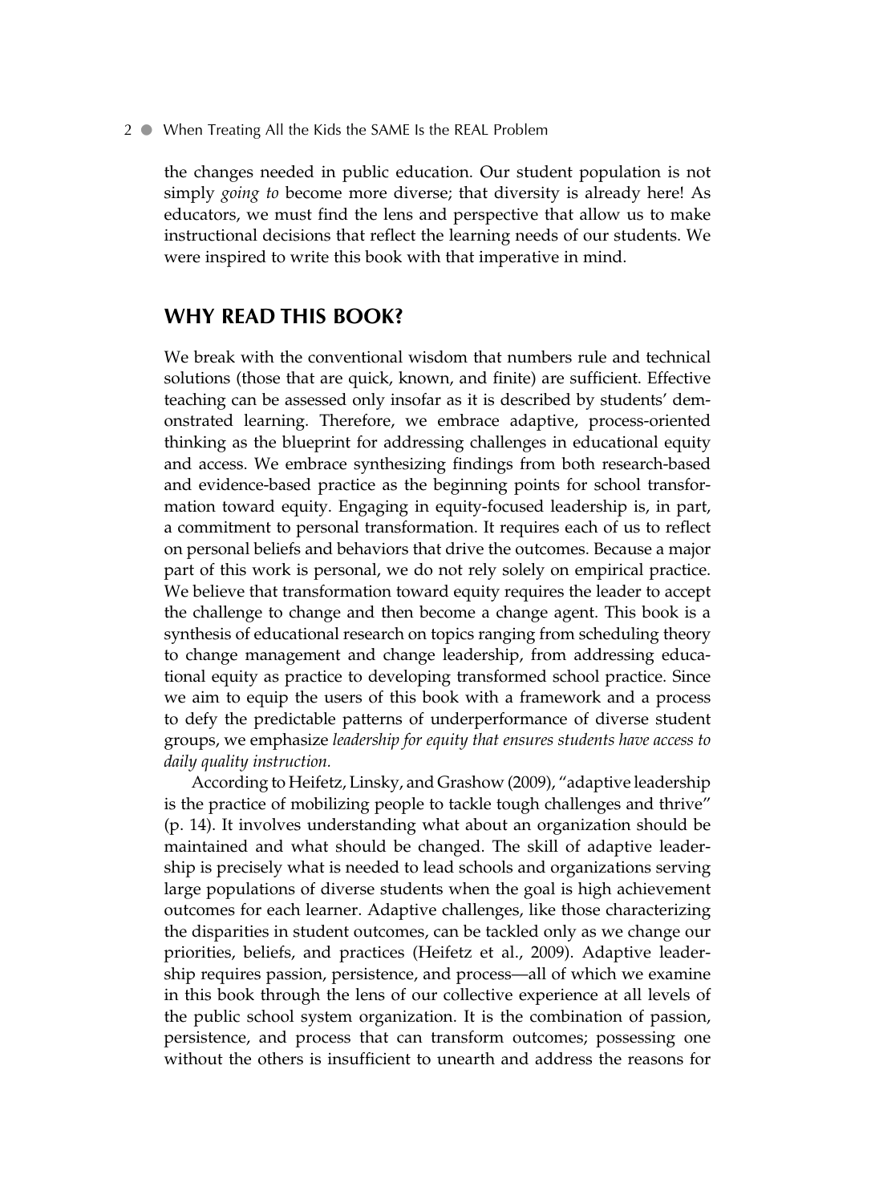the changes needed in public education. Our student population is not simply *going to* become more diverse; that diversity is already here! As educators, we must find the lens and perspective that allow us to make instructional decisions that reflect the learning needs of our students. We were inspired to write this book with that imperative in mind.

## WHY READ THIS BOOK?

We break with the conventional wisdom that numbers rule and technical solutions (those that are quick, known, and finite) are sufficient. Effective teaching can be assessed only insofar as it is described by students' demonstrated learning. Therefore, we embrace adaptive, process-oriented thinking as the blueprint for addressing challenges in educational equity and access. We embrace synthesizing findings from both research-based and evidence-based practice as the beginning points for school transformation toward equity. Engaging in equity-focused leadership is, in part, a commitment to personal transformation. It requires each of us to reflect on personal beliefs and behaviors that drive the outcomes. Because a major part of this work is personal, we do not rely solely on empirical practice. We believe that transformation toward equity requires the leader to accept the challenge to change and then become a change agent. This book is a synthesis of educational research on topics ranging from scheduling theory to change management and change leadership, from addressing educational equity as practice to developing transformed school practice. Since we aim to equip the users of this book with a framework and a process to defy the predictable patterns of underperformance of diverse student groups, we emphasize *leadership for equity that ensures students have access to daily quality instruction.*

According to Heifetz, Linsky, and Grashow (2009), "adaptive leadership is the practice of mobilizing people to tackle tough challenges and thrive" (p. 14). It involves understanding what about an organization should be maintained and what should be changed. The skill of adaptive leadership is precisely what is needed to lead schools and organizations serving large populations of diverse students when the goal is high achievement outcomes for each learner. Adaptive challenges, like those characterizing the disparities in student outcomes, can be tackled only as we change our priorities, beliefs, and practices (Heifetz et al., 2009). Adaptive leadership requires passion, persistence, and process—all of which we examine in this book through the lens of our collective experience at all levels of the public school system organization. It is the combination of passion, persistence, and process that can transform outcomes; possessing one without the others is insufficient to unearth and address the reasons for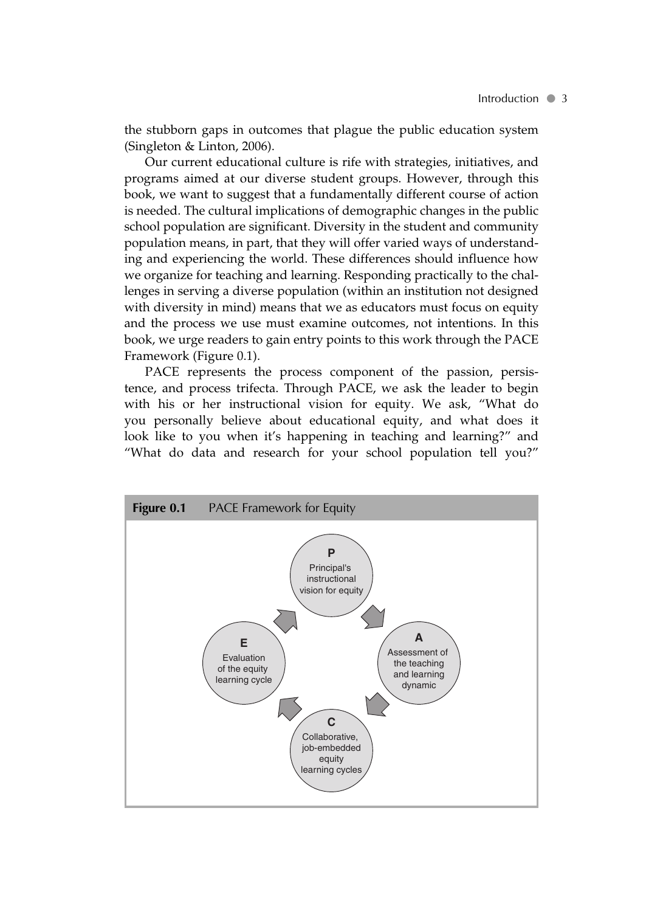the stubborn gaps in outcomes that plague the public education system (Singleton & Linton, 2006).

Our current educational culture is rife with strategies, initiatives, and programs aimed at our diverse student groups. However, through this book, we want to suggest that a fundamentally different course of action is needed. The cultural implications of demographic changes in the public school population are significant. Diversity in the student and community population means, in part, that they will offer varied ways of understanding and experiencing the world. These differences should influence how we organize for teaching and learning. Responding practically to the challenges in serving a diverse population (within an institution not designed with diversity in mind) means that we as educators must focus on equity and the process we use must examine outcomes, not intentions. In this book, we urge readers to gain entry points to this work through the PACE Framework (Figure 0.1).

PACE represents the process component of the passion, persistence, and process trifecta. Through PACE, we ask the leader to begin with his or her instructional vision for equity. We ask, "What do you personally believe about educational equity, and what does it look like to you when it's happening in teaching and learning?" and "What do data and research for your school population tell you?"

**Figure 0.1** PACE Framework for Equity

**P** Principal's instructional vision for equity

**A** Assessment of the teaching and learning dynamic

**C** Collaborative, job-embedded equity learning cycles

**E** Evaluation of the equity learning cycle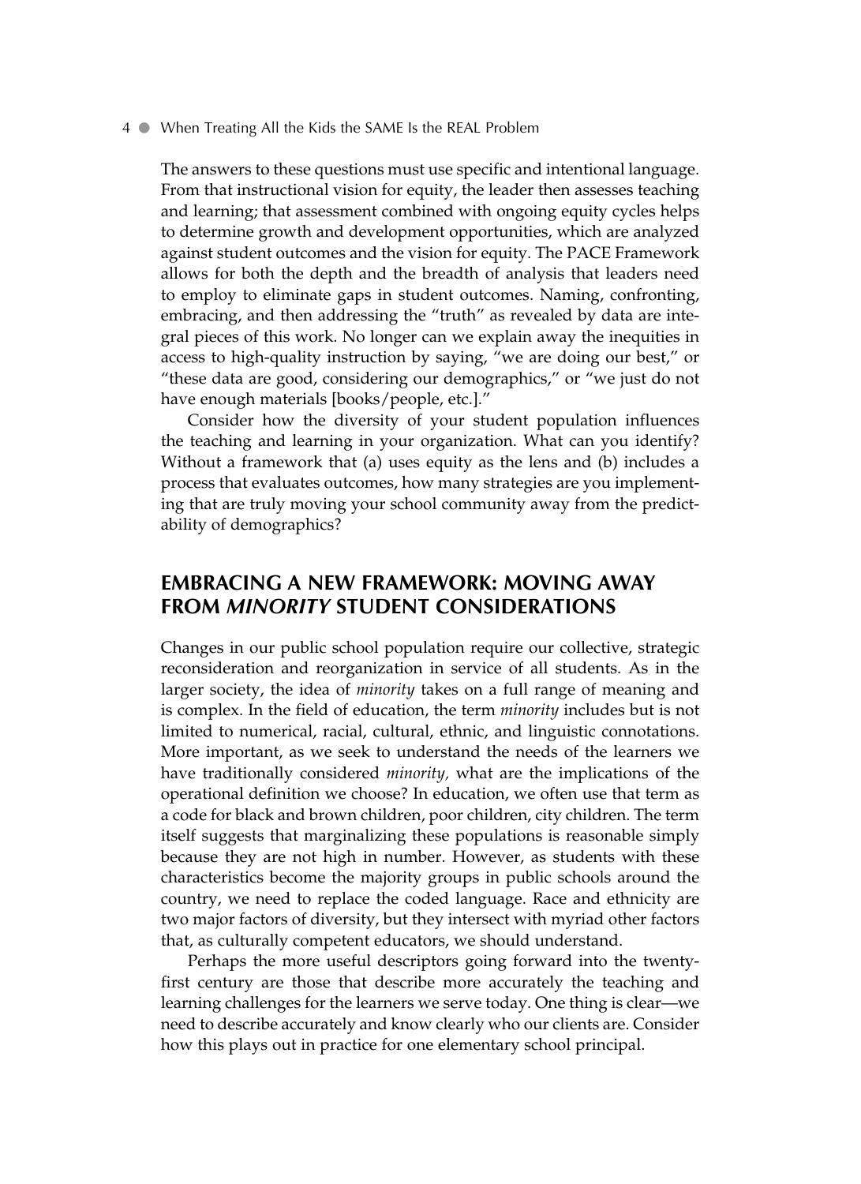The answers to these questions must use specific and intentional language. From that instructional vision for equity, the leader then assesses teaching and learning; that assessment combined with ongoing equity cycles helps to determine growth and development opportunities, which are analyzed against student outcomes and the vision for equity. The PACE Framework allows for both the depth and the breadth of analysis that leaders need to employ to eliminate gaps in student outcomes. Naming, confronting, embracing, and then addressing the "truth" as revealed by data are integral pieces of this work. No longer can we explain away the inequities in access to high-quality instruction by saying, "we are doing our best," or "these data are good, considering our demographics," or "we just do not have enough materials [books/people, etc.]."

Consider how the diversity of your student population influences the teaching and learning in your organization. What can you identify? Without a framework that (a) uses equity as the lens and (b) includes a process that evaluates outcomes, how many strategies are you implementing that are truly moving your school community away from the predictability of demographics?

## EMBRACING A NEW FRAMEWORK: MOVING AWAY FROM *MINORITY* STUDENT CONSIDERATIONS

Changes in our public school population require our collective, strategic reconsideration and reorganization in service of all students. As in the larger society, the idea of *minority* takes on a full range of meaning and is complex. In the field of education, the term *minority* includes but is not limited to numerical, racial, cultural, ethnic, and linguistic connotations. More important, as we seek to understand the needs of the learners we have traditionally considered *minority,* what are the implications of the operational definition we choose? In education, we often use that term as a code for black and brown children, poor children, city children. The term itself suggests that marginalizing these populations is reasonable simply because they are not high in number. However, as students with these characteristics become the majority groups in public schools around the country, we need to replace the coded language. Race and ethnicity are two major factors of diversity, but they intersect with myriad other factors that, as culturally competent educators, we should understand.

Perhaps the more useful descriptors going forward into the twenty-first century are those that describe more accurately the teaching and learning challenges for the learners we serve today. One thing is clear—we need to describe accurately and know clearly who our clients are. Consider how this plays out in practice for one elementary school principal.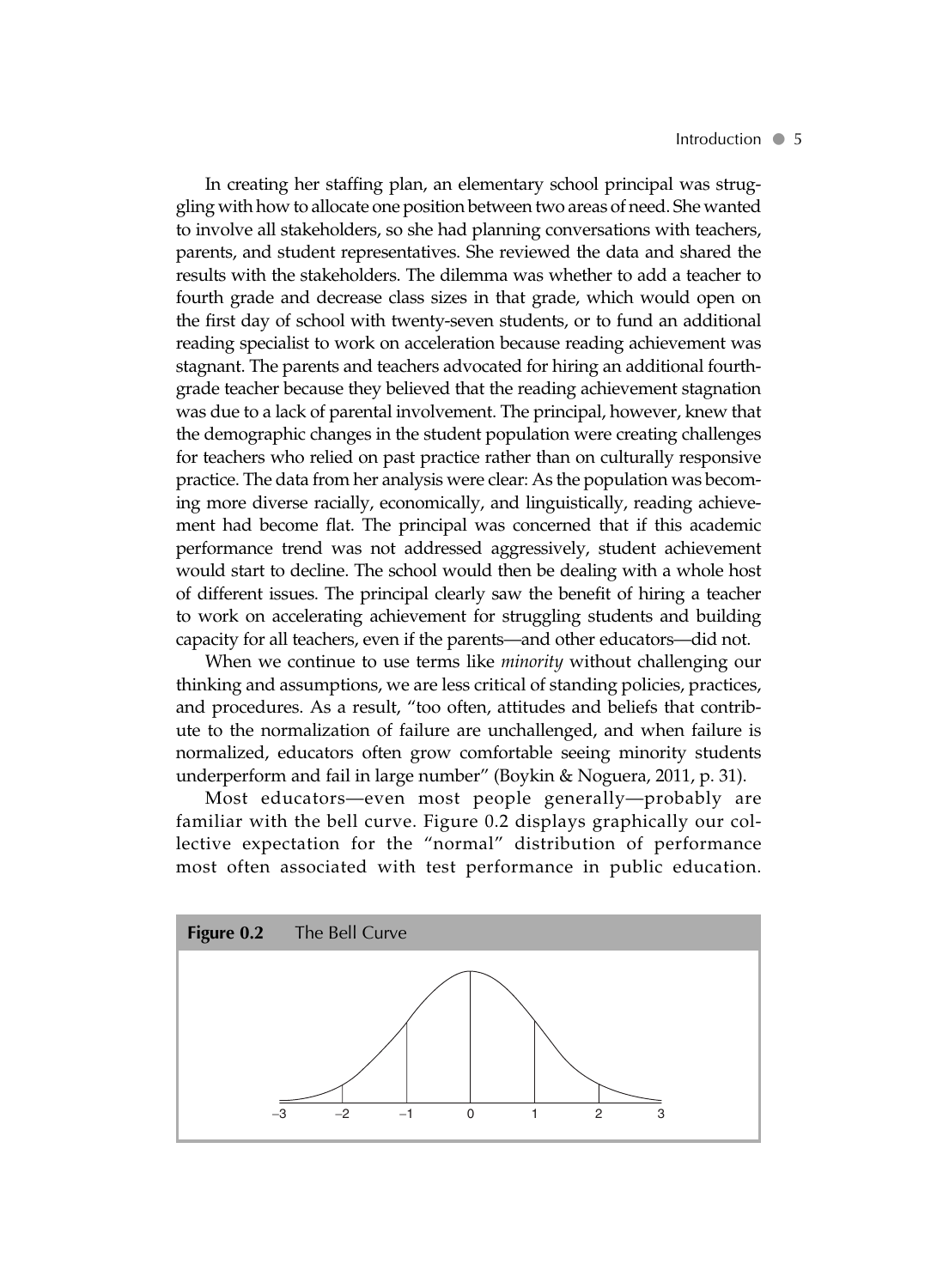In creating her staffing plan, an elementary school principal was struggling with how to allocate one position between two areas of need. She wanted to involve all stakeholders, so she had planning conversations with teachers, parents, and student representatives. She reviewed the data and shared the results with the stakeholders. The dilemma was whether to add a teacher to fourth grade and decrease class sizes in that grade, which would open on the first day of school with twenty-seven students, or to fund an additional reading specialist to work on acceleration because reading achievement was stagnant. The parents and teachers advocated for hiring an additional fourth-grade teacher because they believed that the reading achievement stagnation was due to a lack of parental involvement. The principal, however, knew that the demographic changes in the student population were creating challenges for teachers who relied on past practice rather than on culturally responsive practice. The data from her analysis were clear: As the population was becoming more diverse racially, economically, and linguistically, reading achievement had become flat. The principal was concerned that if this academic performance trend was not addressed aggressively, student achievement would start to decline. The school would then be dealing with a whole host of different issues. The principal clearly saw the benefit of hiring a teacher to work on accelerating achievement for struggling students and building capacity for all teachers, even if the parents—and other educators—did not.

When we continue to use terms like *minority* without challenging our thinking and assumptions, we are less critical of standing policies, practices, and procedures. As a result, "too often, attitudes and beliefs that contribute to the normalization of failure are unchallenged, and when failure is normalized, educators often grow comfortable seeing minority students underperform and fail in large number" (Boykin & Noguera, 2011, p. 31).

Most educators—even most people generally—probably are familiar with the bell curve. Figure 0.2 displays graphically our collective expectation for the "normal" distribution of performance most often associated with test performance in public education.

**Figure 0.2** The Bell Curve

–3 –2 –1 0 1 2 3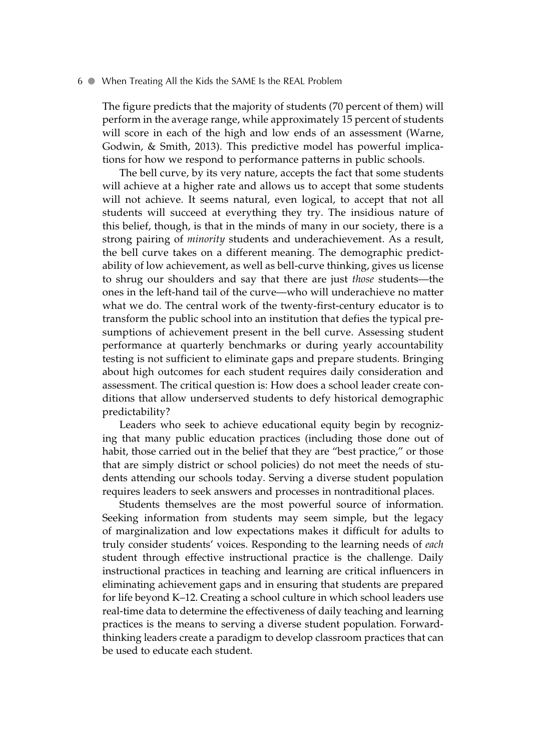The figure predicts that the majority of students (70 percent of them) will perform in the average range, while approximately 15 percent of students will score in each of the high and low ends of an assessment (Warne, Godwin, & Smith, 2013). This predictive model has powerful implications for how we respond to performance patterns in public schools.

The bell curve, by its very nature, accepts the fact that some students will achieve at a higher rate and allows us to accept that some students will not achieve. It seems natural, even logical, to accept that not all students will succeed at everything they try. The insidious nature of this belief, though, is that in the minds of many in our society, there is a strong pairing of *minority* students and underachievement. As a result, the bell curve takes on a different meaning. The demographic predictability of low achievement, as well as bell-curve thinking, gives us license to shrug our shoulders and say that there are just *those* students—the ones in the left-hand tail of the curve—who will underachieve no matter what we do. The central work of the twenty-first-century educator is to transform the public school into an institution that defies the typical presumptions of achievement present in the bell curve. Assessing student performance at quarterly benchmarks or during yearly accountability testing is not sufficient to eliminate gaps and prepare students. Bringing about high outcomes for each student requires daily consideration and assessment. The critical question is: How does a school leader create conditions that allow underserved students to defy historical demographic predictability?

Leaders who seek to achieve educational equity begin by recognizing that many public education practices (including those done out of habit, those carried out in the belief that they are "best practice," or those that are simply district or school policies) do not meet the needs of students attending our schools today. Serving a diverse student population requires leaders to seek answers and processes in nontraditional places.

Students themselves are the most powerful source of information. Seeking information from students may seem simple, but the legacy of marginalization and low expectations makes it difficult for adults to truly consider students' voices. Responding to the learning needs of *each* student through effective instructional practice is the challenge. Daily instructional practices in teaching and learning are critical influencers in eliminating achievement gaps and in ensuring that students are prepared for life beyond K–12. Creating a school culture in which school leaders use real-time data to determine the effectiveness of daily teaching and learning practices is the means to serving a diverse student population. Forward-thinking leaders create a paradigm to develop classroom practices that can be used to educate each student.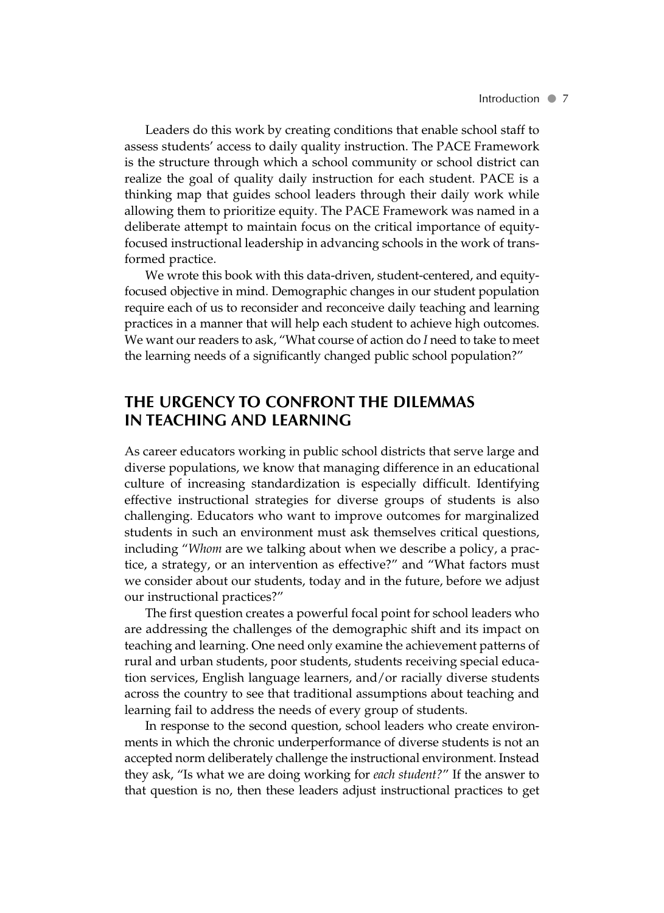Leaders do this work by creating conditions that enable school staff to assess students' access to daily quality instruction. The PACE Framework is the structure through which a school community or school district can realize the goal of quality daily instruction for each student. PACE is a thinking map that guides school leaders through their daily work while allowing them to prioritize equity. The PACE Framework was named in a deliberate attempt to maintain focus on the critical importance of equity-focused instructional leadership in advancing schools in the work of transformed practice.

We wrote this book with this data-driven, student-centered, and equity-focused objective in mind. Demographic changes in our student population require each of us to reconsider and reconceive daily teaching and learning practices in a manner that will help each student to achieve high outcomes. We want our readers to ask, "What course of action do *I* need to take to meet the learning needs of a significantly changed public school population?"

## THE URGENCY TO CONFRONT THE DILEMMAS IN TEACHING AND LEARNING

As career educators working in public school districts that serve large and diverse populations, we know that managing difference in an educational culture of increasing standardization is especially difficult. Identifying effective instructional strategies for diverse groups of students is also challenging. Educators who want to improve outcomes for marginalized students in such an environment must ask themselves critical questions, including "*Whom* are we talking about when we describe a policy, a practice, a strategy, or an intervention as effective?" and "What factors must we consider about our students, today and in the future, before we adjust our instructional practices?"

The first question creates a powerful focal point for school leaders who are addressing the challenges of the demographic shift and its impact on teaching and learning. One need only examine the achievement patterns of rural and urban students, poor students, students receiving special education services, English language learners, and/or racially diverse students across the country to see that traditional assumptions about teaching and learning fail to address the needs of every group of students.

In response to the second question, school leaders who create environments in which the chronic underperformance of diverse students is not an accepted norm deliberately challenge the instructional environment. Instead they ask, "Is what we are doing working for *each student?*" If the answer to that question is no, then these leaders adjust instructional practices to get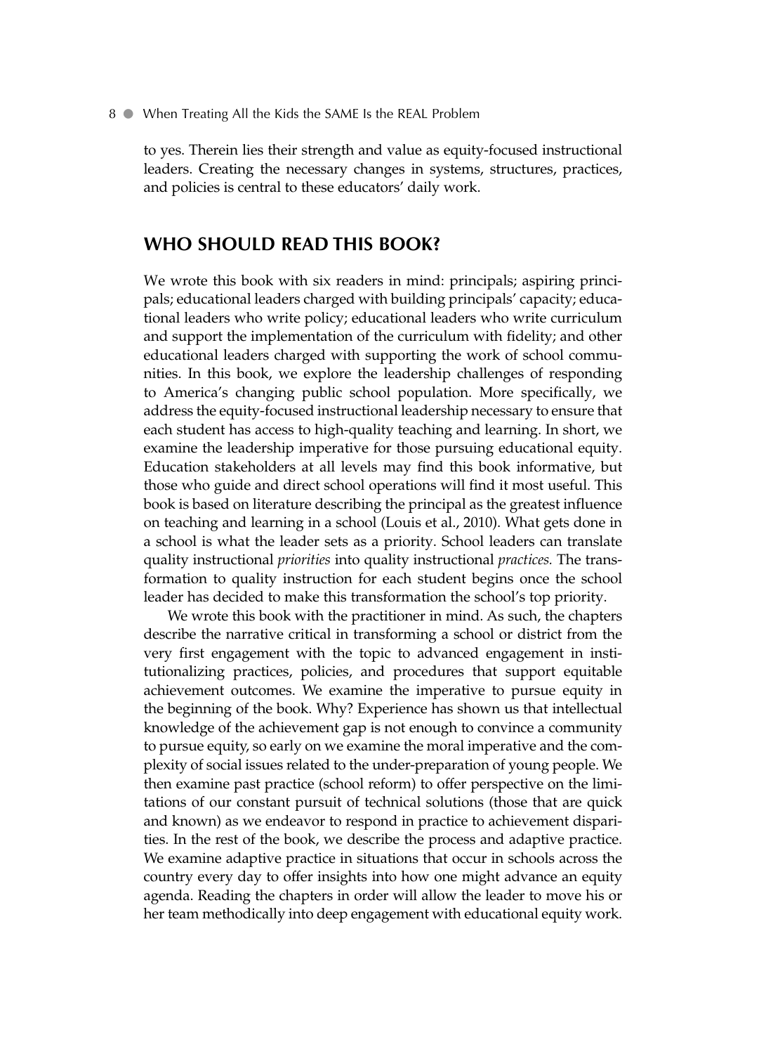to yes. Therein lies their strength and value as equity-focused instructional leaders. Creating the necessary changes in systems, structures, practices, and policies is central to these educators' daily work.

## WHO SHOULD READ THIS BOOK?

We wrote this book with six readers in mind: principals; aspiring principals; educational leaders charged with building principals' capacity; educational leaders who write policy; educational leaders who write curriculum and support the implementation of the curriculum with fidelity; and other educational leaders charged with supporting the work of school communities. In this book, we explore the leadership challenges of responding to America's changing public school population. More specifically, we address the equity-focused instructional leadership necessary to ensure that each student has access to high-quality teaching and learning. In short, we examine the leadership imperative for those pursuing educational equity. Education stakeholders at all levels may find this book informative, but those who guide and direct school operations will find it most useful. This book is based on literature describing the principal as the greatest influence on teaching and learning in a school (Louis et al., 2010). What gets done in a school is what the leader sets as a priority. School leaders can translate quality instructional *priorities* into quality instructional *practices.* The transformation to quality instruction for each student begins once the school leader has decided to make this transformation the school's top priority.

We wrote this book with the practitioner in mind. As such, the chapters describe the narrative critical in transforming a school or district from the very first engagement with the topic to advanced engagement in institutionalizing practices, policies, and procedures that support equitable achievement outcomes. We examine the imperative to pursue equity in the beginning of the book. Why? Experience has shown us that intellectual knowledge of the achievement gap is not enough to convince a community to pursue equity, so early on we examine the moral imperative and the complexity of social issues related to the under-preparation of young people. We then examine past practice (school reform) to offer perspective on the limitations of our constant pursuit of technical solutions (those that are quick and known) as we endeavor to respond in practice to achievement disparities. In the rest of the book, we describe the process and adaptive practice. We examine adaptive practice in situations that occur in schools across the country every day to offer insights into how one might advance an equity agenda. Reading the chapters in order will allow the leader to move his or her team methodically into deep engagement with educational equity work.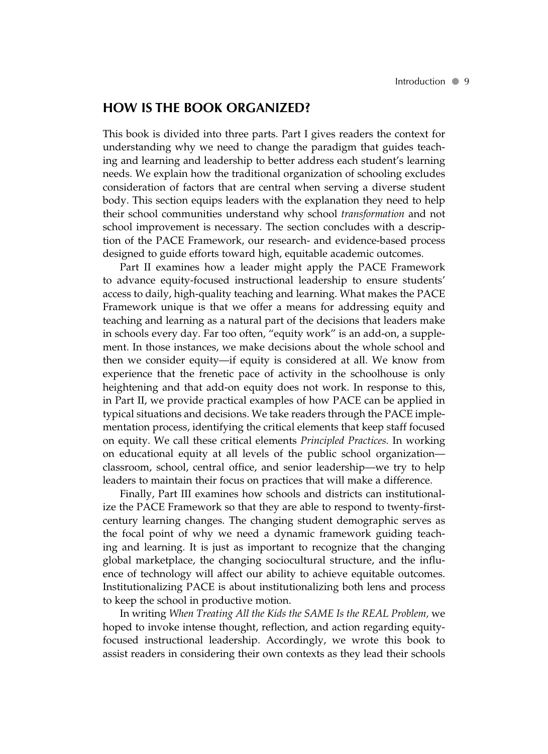## HOW IS THE BOOK ORGANIZED?

This book is divided into three parts. Part I gives readers the context for understanding why we need to change the paradigm that guides teaching and learning and leadership to better address each student's learning needs. We explain how the traditional organization of schooling excludes consideration of factors that are central when serving a diverse student body. This section equips leaders with the explanation they need to help their school communities understand why school *transformation* and not school improvement is necessary. The section concludes with a description of the PACE Framework, our research- and evidence-based process designed to guide efforts toward high, equitable academic outcomes.

Part II examines how a leader might apply the PACE Framework to advance equity-focused instructional leadership to ensure students' access to daily, high-quality teaching and learning. What makes the PACE Framework unique is that we offer a means for addressing equity and teaching and learning as a natural part of the decisions that leaders make in schools every day. Far too often, "equity work" is an add-on, a supplement. In those instances, we make decisions about the whole school and then we consider equity—if equity is considered at all. We know from experience that the frenetic pace of activity in the schoolhouse is only heightening and that add-on equity does not work. In response to this, in Part II, we provide practical examples of how PACE can be applied in typical situations and decisions. We take readers through the PACE implementation process, identifying the critical elements that keep staff focused on equity. We call these critical elements *Principled Practices.* In working on educational equity at all levels of the public school organization—classroom, school, central office, and senior leadership—we try to help leaders to maintain their focus on practices that will make a difference.

Finally, Part III examines how schools and districts can institutionalize the PACE Framework so that they are able to respond to twenty-first-century learning changes. The changing student demographic serves as the focal point of why we need a dynamic framework guiding teaching and learning. It is just as important to recognize that the changing global marketplace, the changing sociocultural structure, and the influence of technology will affect our ability to achieve equitable outcomes. Institutionalizing PACE is about institutionalizing both lens and process to keep the school in productive motion.

In writing *When Treating All the Kids the SAME Is the REAL Problem,* we hoped to invoke intense thought, reflection, and action regarding equity-focused instructional leadership. Accordingly, we wrote this book to assist readers in considering their own contexts as they lead their schools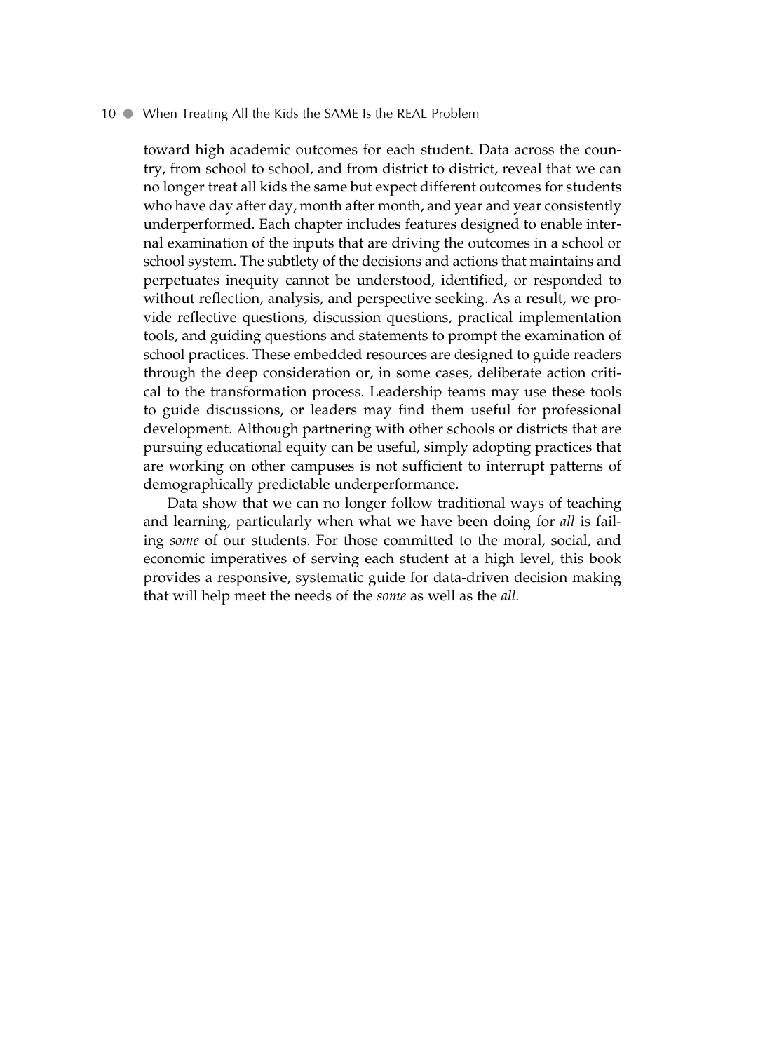toward high academic outcomes for each student. Data across the country, from school to school, and from district to district, reveal that we can no longer treat all kids the same but expect different outcomes for students who have day after day, month after month, and year and year consistently underperformed. Each chapter includes features designed to enable internal examination of the inputs that are driving the outcomes in a school or school system. The subtlety of the decisions and actions that maintains and perpetuates inequity cannot be understood, identified, or responded to without reflection, analysis, and perspective seeking. As a result, we provide reflective questions, discussion questions, practical implementation tools, and guiding questions and statements to prompt the examination of school practices. These embedded resources are designed to guide readers through the deep consideration or, in some cases, deliberate action critical to the transformation process. Leadership teams may use these tools to guide discussions, or leaders may find them useful for professional development. Although partnering with other schools or districts that are pursuing educational equity can be useful, simply adopting practices that are working on other campuses is not sufficient to interrupt patterns of demographically predictable underperformance.

Data show that we can no longer follow traditional ways of teaching and learning, particularly when what we have been doing for *all* is failing *some* of our students. For those committed to the moral, social, and economic imperatives of serving each student at a high level, this book provides a responsive, systematic guide for data-driven decision making that will help meet the needs of the *some* as well as the *all.*